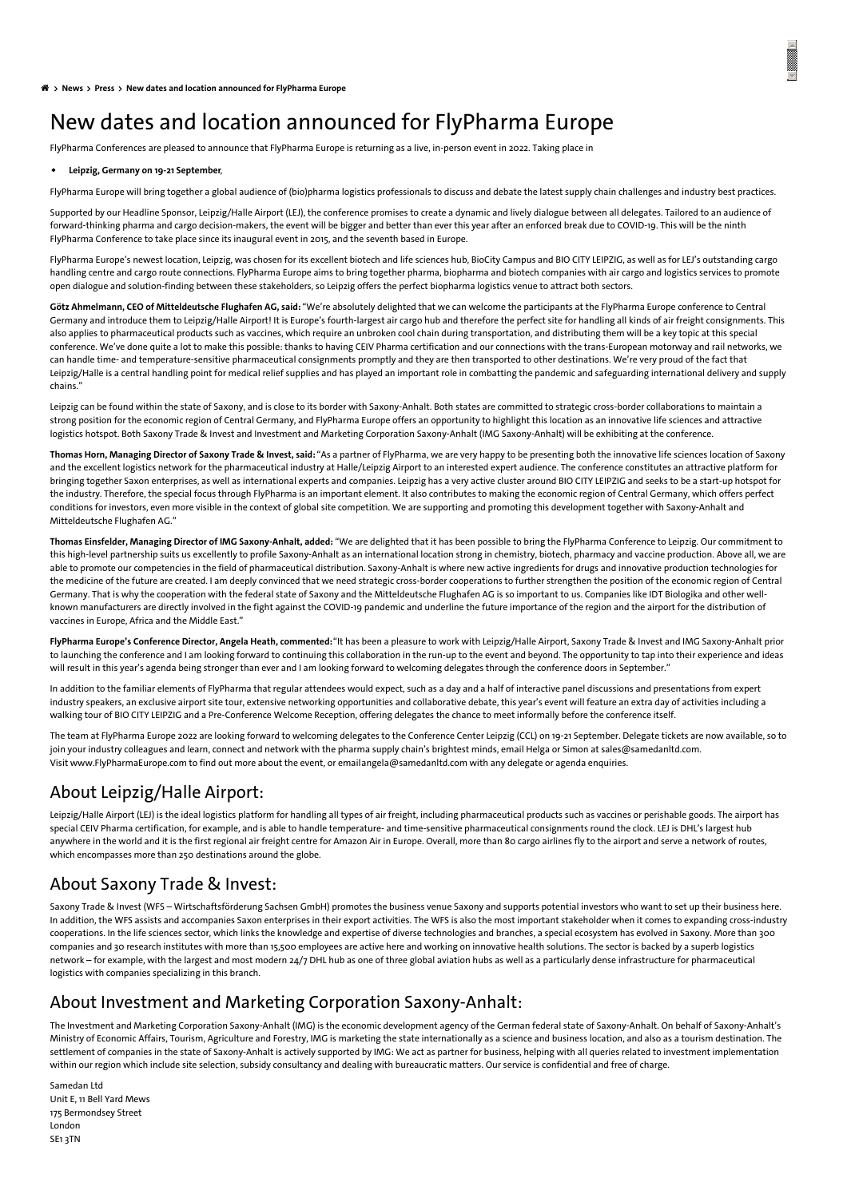> News > Press > New dates and location announced for FlyPharma Europe

# New dates and location announced for FlyPharma Europe

FlyPharma Conferences are pleased to announce that FlyPharma Europe is returning as a live, in-person event in 2022. Taking place in

- **Leipzig, Germany on 19-21 September**,

FlyPharma Europe will bring together a global audience of (bio)pharma logistics professionals to discuss and debate the latest supply chain challenges and industry best practices.

Supported by our Headline Sponsor, Leipzig/Halle Airport (LEJ), the conference promises to create a dynamic and lively dialogue between all delegates. Tailored to an audience of forward-thinking pharma and cargo decision-makers, the event will be bigger and better than ever this year after an enforced break due to COVID-19. This will be the ninth FlyPharma Conference to take place since its inaugural event in 2015, and the seventh based in Europe.

FlyPharma Europe's newest location, Leipzig, was chosen for its excellent biotech and life sciences hub, BioCity Campus and BIO CITY LEIPZIG, as well as for LEJ's outstanding cargo handling centre and cargo route connections. FlyPharma Europe aims to bring together pharma, biopharma and biotech companies with air cargo and logistics services to promote open dialogue and solution-finding between these stakeholders, so Leipzig offers the perfect biopharma logistics venue to attract both sectors.

**Götz Ahmelmann, CEO of Mitteldeutsche Flughafen AG, said:** "We're absolutely delighted that we can welcome the participants at the FlyPharma Europe conference to Central Germany and introduce them to Leipzig/Halle Airport! It is Europe's fourth-largest air cargo hub and therefore the perfect site for handling all kinds of air freight consignments. This also applies to pharmaceutical products such as vaccines, which require an unbroken cool chain during transportation, and distributing them will be a key topic at this special conference. We've done quite a lot to make this possible: thanks to having CEIV Pharma certification and our connections with the trans-European motorway and rail networks, we can handle time- and temperature-sensitive pharmaceutical consignments promptly and they are then transported to other destinations. We're very proud of the fact that Leipzig/Halle is a central handling point for medical relief supplies and has played an important role in combatting the pandemic and safeguarding international delivery and supply chains."

Leipzig can be found within the state of Saxony, and is close to its border with Saxony-Anhalt. Both states are committed to strategic cross-border collaborations to maintain a strong position for the economic region of Central Germany, and FlyPharma Europe offers an opportunity to highlight this location as an innovative life sciences and attractive logistics hotspot. Both Saxony Trade & Invest and Investment and Marketing Corporation Saxony-Anhalt (IMG Saxony-Anhalt) will be exhibiting at the conference.

**Thomas Horn, Managing Director of Saxony Trade & Invest, said:** "As a partner of FlyPharma, we are very happy to be presenting both the innovative life sciences location of Saxony and the excellent logistics network for the pharmaceutical industry at Halle/Leipzig Airport to an interested expert audience. The conference constitutes an attractive platform for bringing together Saxon enterprises, as well as international experts and companies. Leipzig has a very active cluster around BIO CITY LEIPZIG and seeks to be a start-up hotspot for the industry. Therefore, the special focus through FlyPharma is an important element. It also contributes to making the economic region of Central Germany, which offers perfect conditions for investors, even more visible in the context of global site competition. We are supporting and promoting this development together with Saxony-Anhalt and Mitteldeutsche Flughafen AG."

**Thomas Einsfelder, Managing Director of IMG Saxony-Anhalt, added:** "We are delighted that it has been possible to bring the FlyPharma Conference to Leipzig. Our commitment to this high-level partnership suits us excellently to profile Saxony-Anhalt as an international location strong in chemistry, biotech, pharmacy and vaccine production. Above all, we are able to promote our competencies in the field of pharmaceutical distribution. Saxony-Anhalt is where new active ingredients for drugs and innovative production technologies for the medicine of the future are created. I am deeply convinced that we need strategic cross-border cooperations to further strengthen the position of the economic region of Central Germany. That is why the cooperation with the federal state of Saxony and the Mitteldeutsche Flughafen AG is so important to us. Companies like IDT Biologika and other well-known manufacturers are directly involved in the fight against the COVID-19 pandemic and underline the future importance of the region and the airport for the distribution of vaccines in Europe, Africa and the Middle East."

**FlyPharma Europe's Conference Director, Angela Heath, commented:** "It has been a pleasure to work with Leipzig/Halle Airport, Saxony Trade & Invest and IMG Saxony-Anhalt prior to launching the conference and I am looking forward to continuing this collaboration in the run-up to the event and beyond. The opportunity to tap into their experience and ideas will result in this year's agenda being stronger than ever and I am looking forward to welcoming delegates through the conference doors in September."

In addition to the familiar elements of FlyPharma that regular attendees would expect, such as a day and a half of interactive panel discussions and presentations from expert industry speakers, an exclusive airport site tour, extensive networking opportunities and collaborative debate, this year's event will feature an extra day of activities including a walking tour of BIO CITY LEIPZIG and a Pre-Conference Welcome Reception, offering delegates the chance to meet informally before the conference itself.

The team at FlyPharma Europe 2022 are looking forward to welcoming delegates to the Conference Center Leipzig (CCL) on 19-21 September. Delegate tickets are now available, so to join your industry colleagues and learn, connect and network with the pharma supply chain's brightest minds, email Helga or Simon at sales@samedanltd.com. Visit www.FlyPharmaEurope.com to find out more about the event, or emailangela@samedanltd.com with any delegate or agenda enquiries.

## About Leipzig/Halle Airport:

Leipzig/Halle Airport (LEJ) is the ideal logistics platform for handling all types of air freight, including pharmaceutical products such as vaccines or perishable goods. The airport has special CEIV Pharma certification, for example, and is able to handle temperature- and time-sensitive pharmaceutical consignments round the clock. LEJ is DHL's largest hub anywhere in the world and it is the first regional air freight centre for Amazon Air in Europe. Overall, more than 80 cargo airlines fly to the airport and serve a network of routes, which encompasses more than 250 destinations around the globe.

## About Saxony Trade & Invest:

Saxony Trade & Invest (WFS – Wirtschaftsförderung Sachsen GmbH) promotes the business venue Saxony and supports potential investors who want to set up their business here. In addition, the WFS assists and accompanies Saxon enterprises in their export activities. The WFS is also the most important stakeholder when it comes to expanding cross-industry cooperations. In the life sciences sector, which links the knowledge and expertise of diverse technologies and branches, a special ecosystem has evolved in Saxony. More than 300 companies and 30 research institutes with more than 15,500 employees are active here and working on innovative health solutions. The sector is backed by a superb logistics network – for example, with the largest and most modern 24/7 DHL hub as one of three global aviation hubs as well as a particularly dense infrastructure for pharmaceutical logistics with companies specializing in this branch.

## About Investment and Marketing Corporation Saxony-Anhalt:

The Investment and Marketing Corporation Saxony-Anhalt (IMG) is the economic development agency of the German federal state of Saxony-Anhalt. On behalf of Saxony-Anhalt's Ministry of Economic Affairs, Tourism, Agriculture and Forestry, IMG is marketing the state internationally as a science and business location, and also as a tourism destination. The settlement of companies in the state of Saxony-Anhalt is actively supported by IMG: We act as partner for business, helping with all queries related to investment implementation within our region which include site selection, subsidy consultancy and dealing with bureaucratic matters. Our service is confidential and free of charge.

Samedan Ltd
Unit E, 11 Bell Yard Mews
175 Bermondsey Street
London
SE1 3TN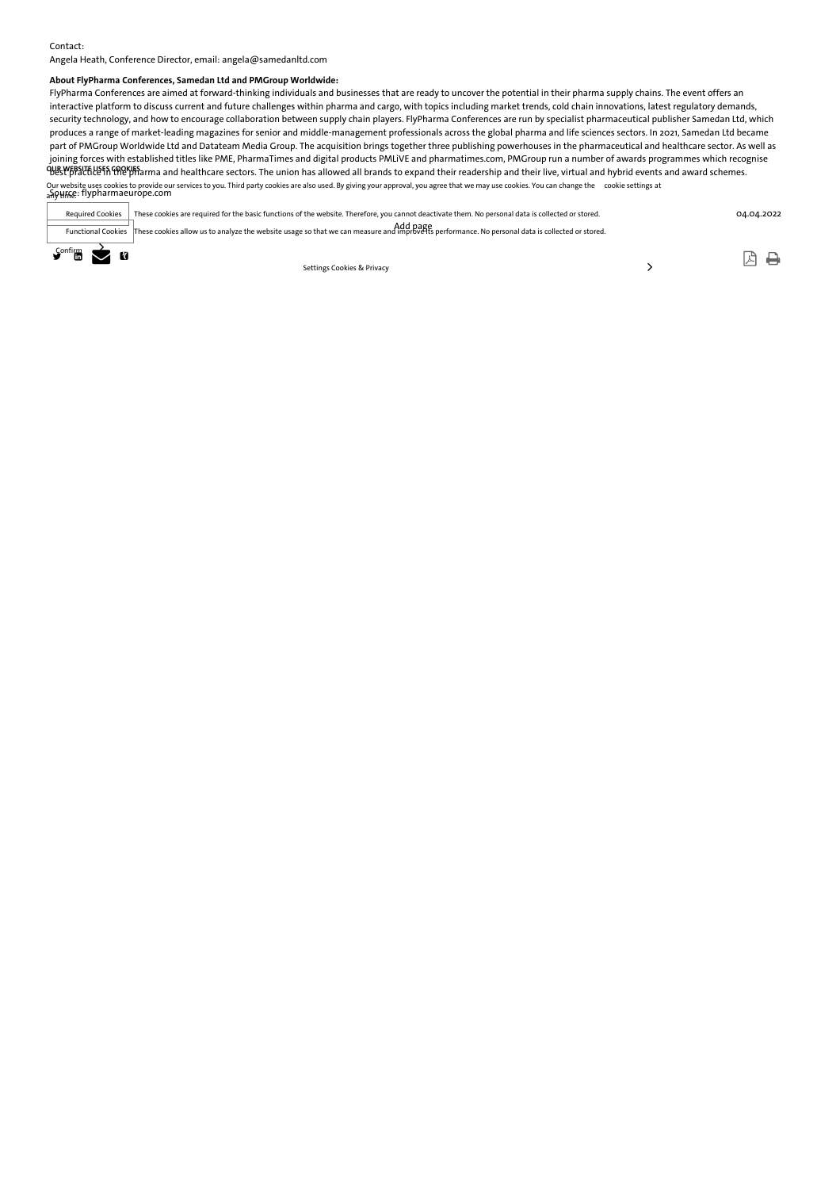Contact:

Angela Heath, Conference Director, email: angela@samedanltd.com

**About FlyPharma Conferences, Samedan Ltd and PMGroup Worldwide:**

FlyPharma Conferences are aimed at forward-thinking individuals and businesses that are ready to uncover the potential in their pharma supply chains. The event offers an interactive platform to discuss current and future challenges within pharma and cargo, with topics including market trends, cold chain innovations, latest regulatory demands, security technology, and how to encourage collaboration between supply chain players. FlyPharma Conferences are run by specialist pharmaceutical publisher Samedan Ltd, which produces a range of market-leading magazines for senior and middle-management professionals across the global pharma and life sciences sectors. In 2021, Samedan Ltd became part of PMGroup Worldwide Ltd and Datateam Media Group. The acquisition brings together three publishing powerhouses in the pharmaceutical and healthcare sector. As well as joining forces with established titles like PME, PharmaTimes and digital products PMLiVE and pharmatimes.com, PMGroup run a number of awards programmes which recognise best practice in the pharma and healthcare sectors. The union has allowed all brands to expand their readership and their live, virtual and hybrid events and award schemes.

Source: flypharmaeurope.com

04.04.2022

OUR WEBSITE USES COOKIES

Our website uses cookies to provide our services to you. Third party cookies are also used. By giving your approval, you agree that we may use cookies. You can change the cookie settings at any time.

Required Cookies — These cookies are required for the basic functions of the website. Therefore, you cannot deactivate them. No personal data is collected or stored.

Functional Cookies — These cookies allow us to analyze the website usage so that we can measure and improve its performance. No personal data is collected or stored.

Confirm

Add page

Settings Cookies & Privacy